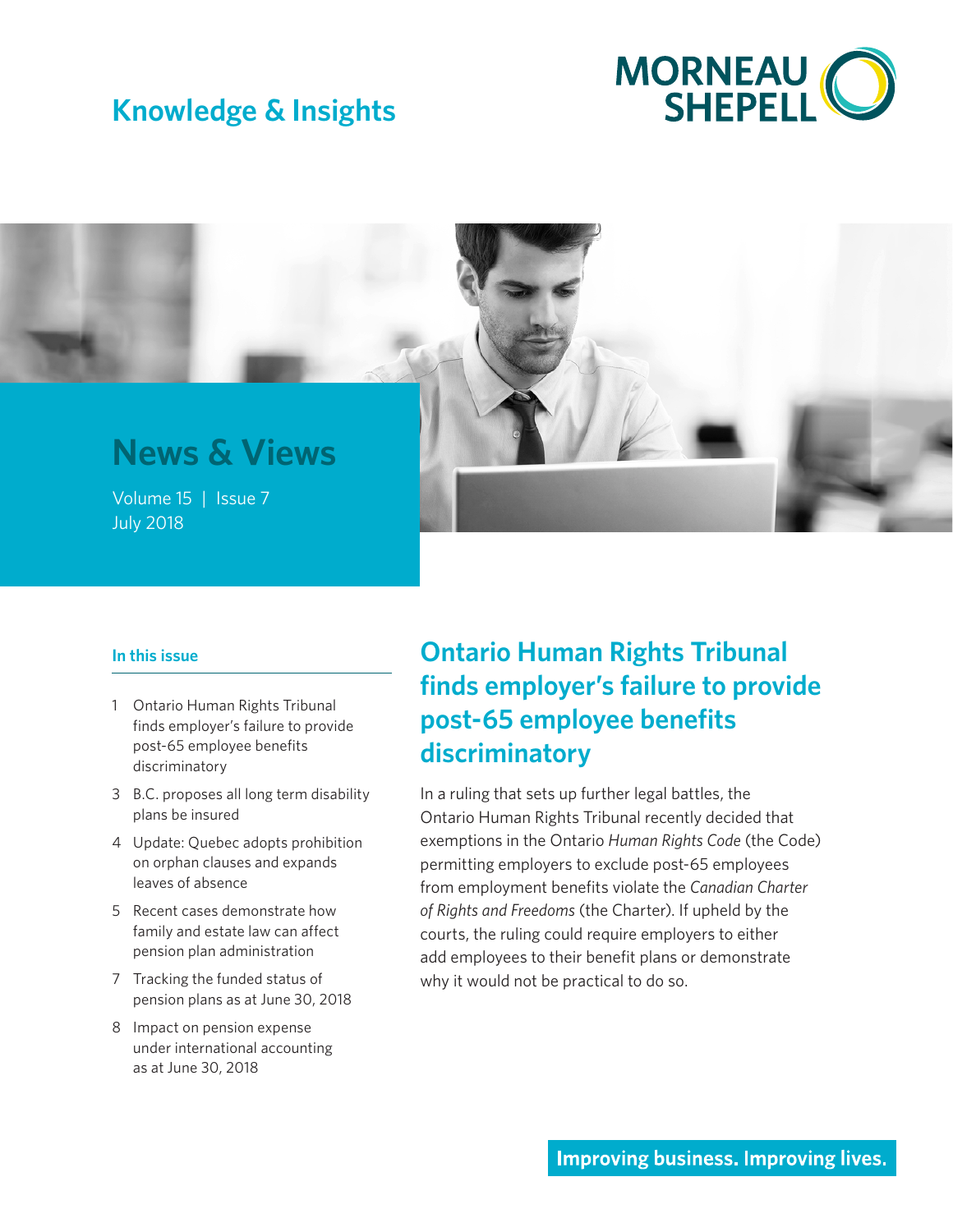# Knowledge & Insights

MORNEAU SHEPELL

## News & Views

Volume 15 | Issue 7
July 2018

### In this issue

1 Ontario Human Rights Tribunal finds employer's failure to provide post-65 employee benefits discriminatory

3 B.C. proposes all long term disability plans be insured

4 Update: Quebec adopts prohibition on orphan clauses and expands leaves of absence

5 Recent cases demonstrate how family and estate law can affect pension plan administration

7 Tracking the funded status of pension plans as at June 30, 2018

8 Impact on pension expense under international accounting as at June 30, 2018

## Ontario Human Rights Tribunal finds employer's failure to provide post-65 employee benefits discriminatory

In a ruling that sets up further legal battles, the Ontario Human Rights Tribunal recently decided that exemptions in the Ontario *Human Rights Code* (the Code) permitting employers to exclude post-65 employees from employment benefits violate the *Canadian Charter of Rights and Freedoms* (the Charter). If upheld by the courts, the ruling could require employers to either add employees to their benefit plans or demonstrate why it would not be practical to do so.

**Improving business. Improving lives.**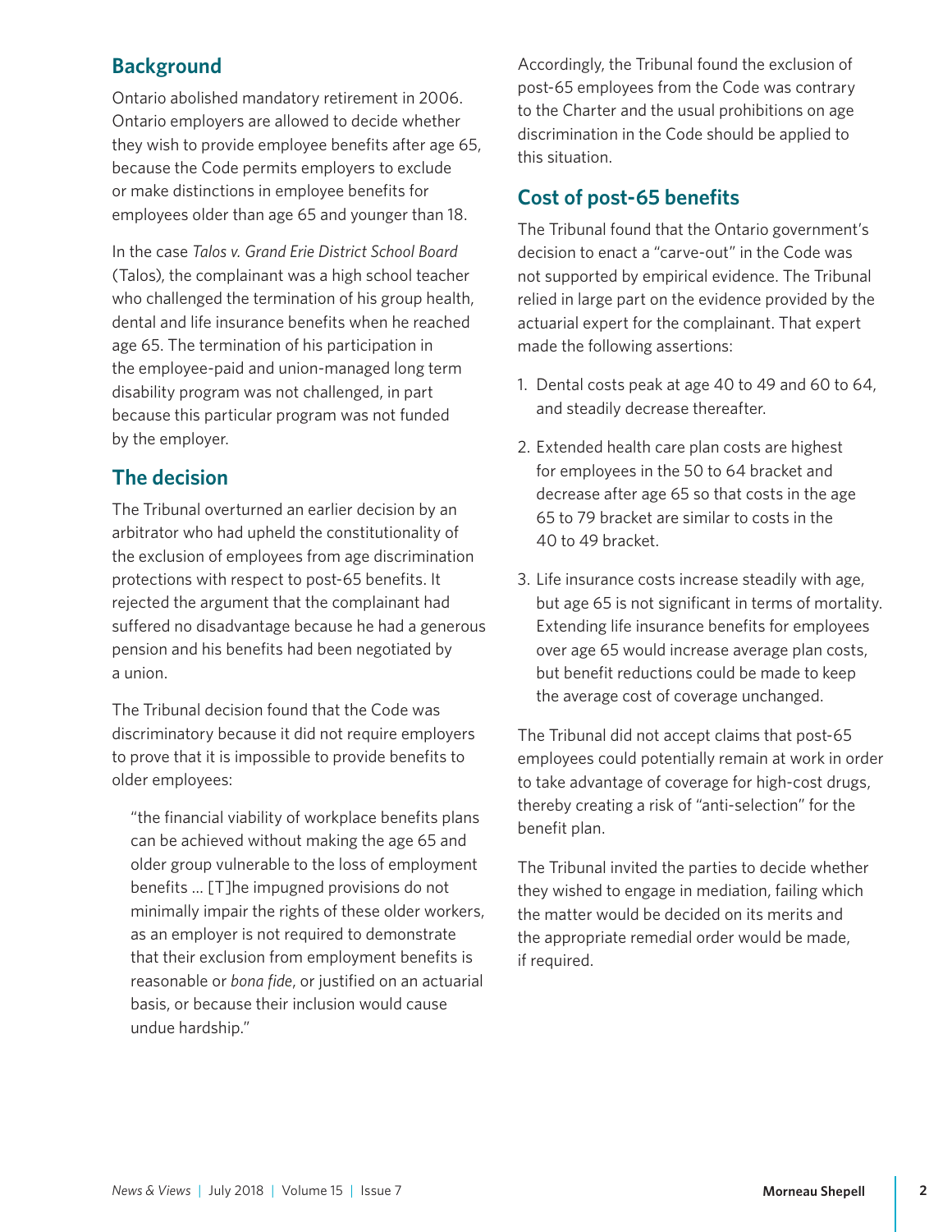## Background

Ontario abolished mandatory retirement in 2006. Ontario employers are allowed to decide whether they wish to provide employee benefits after age 65, because the Code permits employers to exclude or make distinctions in employee benefits for employees older than age 65 and younger than 18.

In the case *Talos v. Grand Erie District School Board* (Talos), the complainant was a high school teacher who challenged the termination of his group health, dental and life insurance benefits when he reached age 65. The termination of his participation in the employee-paid and union-managed long term disability program was not challenged, in part because this particular program was not funded by the employer.

## The decision

The Tribunal overturned an earlier decision by an arbitrator who had upheld the constitutionality of the exclusion of employees from age discrimination protections with respect to post-65 benefits. It rejected the argument that the complainant had suffered no disadvantage because he had a generous pension and his benefits had been negotiated by a union.

The Tribunal decision found that the Code was discriminatory because it did not require employers to prove that it is impossible to provide benefits to older employees:

> "the financial viability of workplace benefits plans can be achieved without making the age 65 and older group vulnerable to the loss of employment benefits … [T]he impugned provisions do not minimally impair the rights of these older workers, as an employer is not required to demonstrate that their exclusion from employment benefits is reasonable or *bona fide*, or justified on an actuarial basis, or because their inclusion would cause undue hardship."

Accordingly, the Tribunal found the exclusion of post-65 employees from the Code was contrary to the Charter and the usual prohibitions on age discrimination in the Code should be applied to this situation.

## Cost of post-65 benefits

The Tribunal found that the Ontario government's decision to enact a "carve-out" in the Code was not supported by empirical evidence. The Tribunal relied in large part on the evidence provided by the actuarial expert for the complainant. That expert made the following assertions:

1. Dental costs peak at age 40 to 49 and 60 to 64, and steadily decrease thereafter.
2. Extended health care plan costs are highest for employees in the 50 to 64 bracket and decrease after age 65 so that costs in the age 65 to 79 bracket are similar to costs in the 40 to 49 bracket.
3. Life insurance costs increase steadily with age, but age 65 is not significant in terms of mortality. Extending life insurance benefits for employees over age 65 would increase average plan costs, but benefit reductions could be made to keep the average cost of coverage unchanged.

The Tribunal did not accept claims that post-65 employees could potentially remain at work in order to take advantage of coverage for high-cost drugs, thereby creating a risk of "anti-selection" for the benefit plan.

The Tribunal invited the parties to decide whether they wished to engage in mediation, failing which the matter would be decided on its merits and the appropriate remedial order would be made, if required.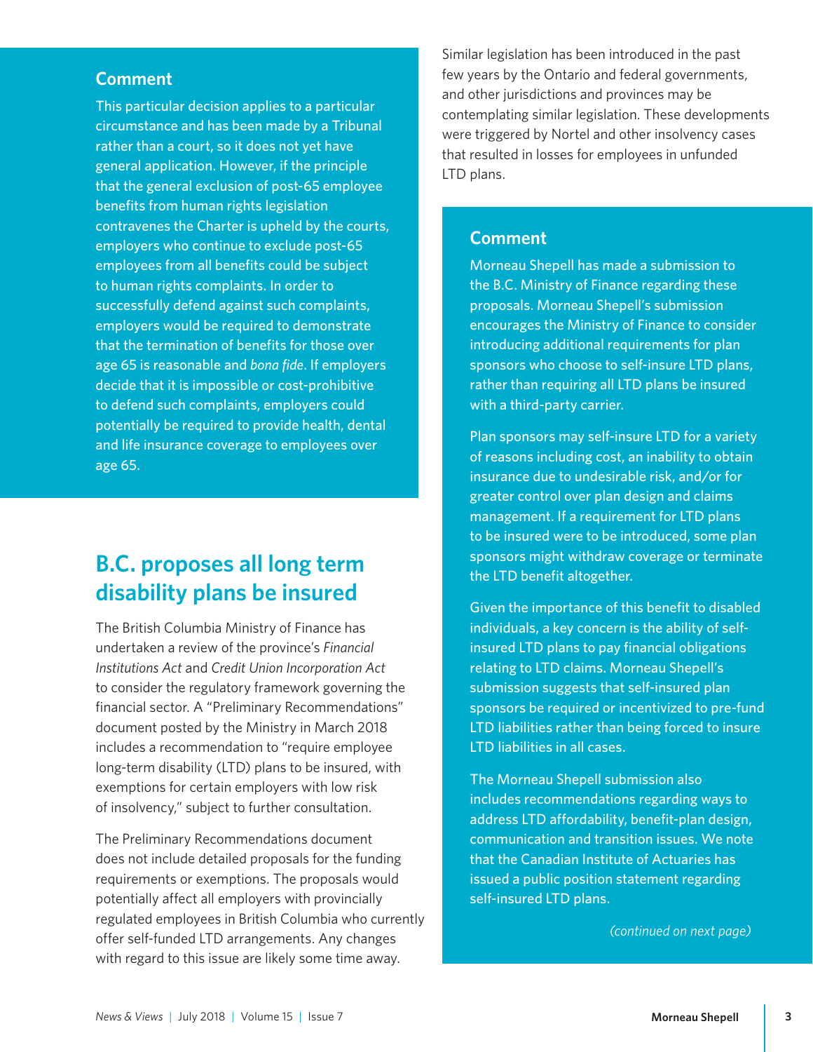### Comment

This particular decision applies to a particular circumstance and has been made by a Tribunal rather than a court, so it does not yet have general application. However, if the principle that the general exclusion of post-65 employee benefits from human rights legislation contravenes the Charter is upheld by the courts, employers who continue to exclude post-65 employees from all benefits could be subject to human rights complaints. In order to successfully defend against such complaints, employers would be required to demonstrate that the termination of benefits for those over age 65 is reasonable and *bona fide*. If employers decide that it is impossible or cost-prohibitive to defend such complaints, employers could potentially be required to provide health, dental and life insurance coverage to employees over age 65.

## B.C. proposes all long term disability plans be insured

The British Columbia Ministry of Finance has undertaken a review of the province's *Financial Institutions Act* and *Credit Union Incorporation Act* to consider the regulatory framework governing the financial sector. A "Preliminary Recommendations" document posted by the Ministry in March 2018 includes a recommendation to "require employee long-term disability (LTD) plans to be insured, with exemptions for certain employers with low risk of insolvency," subject to further consultation.

The Preliminary Recommendations document does not include detailed proposals for the funding requirements or exemptions. The proposals would potentially affect all employers with provincially regulated employees in British Columbia who currently offer self-funded LTD arrangements. Any changes with regard to this issue are likely some time away.

Similar legislation has been introduced in the past few years by the Ontario and federal governments, and other jurisdictions and provinces may be contemplating similar legislation. These developments were triggered by Nortel and other insolvency cases that resulted in losses for employees in unfunded LTD plans.

### Comment

Morneau Shepell has made a submission to the B.C. Ministry of Finance regarding these proposals. Morneau Shepell's submission encourages the Ministry of Finance to consider introducing additional requirements for plan sponsors who choose to self-insure LTD plans, rather than requiring all LTD plans be insured with a third-party carrier.

Plan sponsors may self-insure LTD for a variety of reasons including cost, an inability to obtain insurance due to undesirable risk, and/or for greater control over plan design and claims management. If a requirement for LTD plans to be insured were to be introduced, some plan sponsors might withdraw coverage or terminate the LTD benefit altogether.

Given the importance of this benefit to disabled individuals, a key concern is the ability of self-insured LTD plans to pay financial obligations relating to LTD claims. Morneau Shepell's submission suggests that self-insured plan sponsors be required or incentivized to pre-fund LTD liabilities rather than being forced to insure LTD liabilities in all cases.

The Morneau Shepell submission also includes recommendations regarding ways to address LTD affordability, benefit-plan design, communication and transition issues. We note that the Canadian Institute of Actuaries has issued a public position statement regarding self-insured LTD plans.

*(continued on next page)*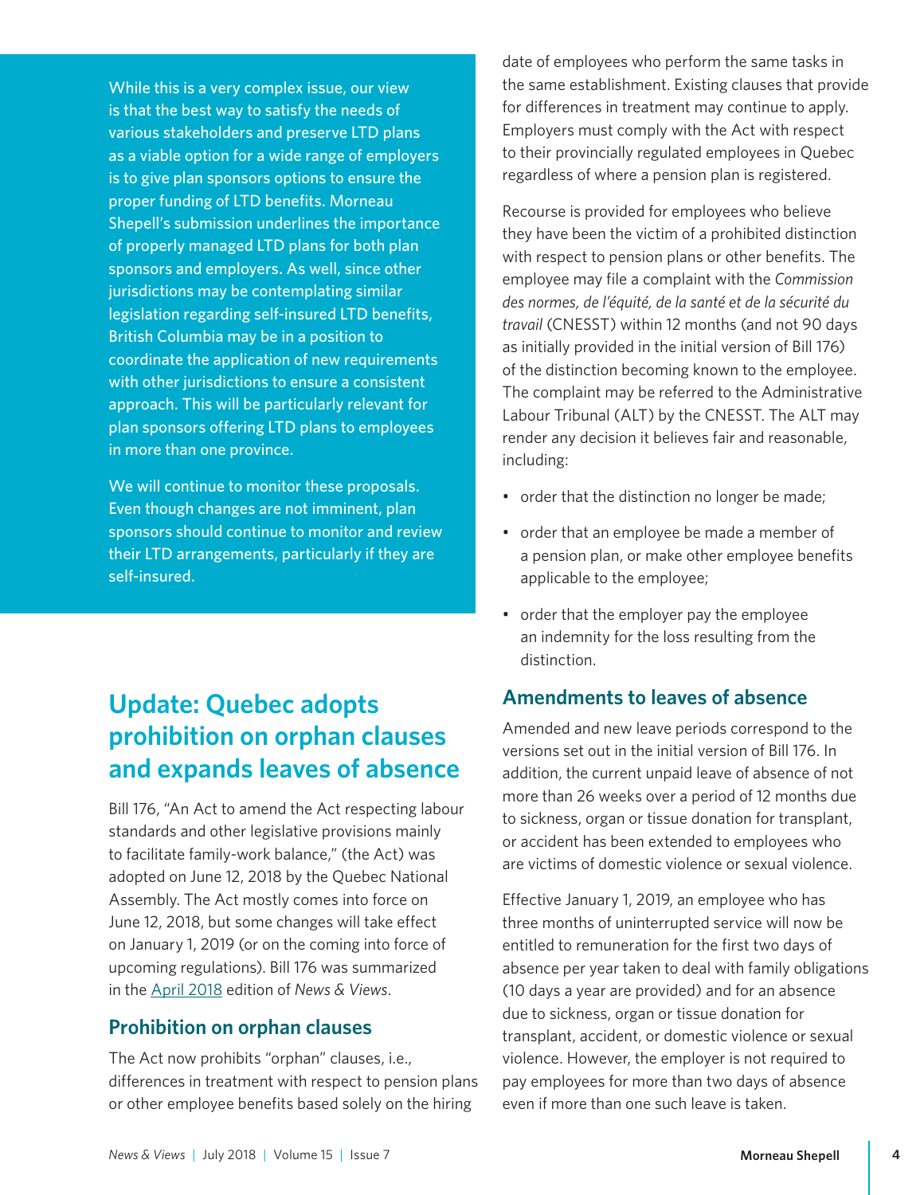While this is a very complex issue, our view is that the best way to satisfy the needs of various stakeholders and preserve LTD plans as a viable option for a wide range of employers is to give plan sponsors options to ensure the proper funding of LTD benefits. Morneau Shepell's submission underlines the importance of properly managed LTD plans for both plan sponsors and employers. As well, since other jurisdictions may be contemplating similar legislation regarding self-insured LTD benefits, British Columbia may be in a position to coordinate the application of new requirements with other jurisdictions to ensure a consistent approach. This will be particularly relevant for plan sponsors offering LTD plans to employees in more than one province.

We will continue to monitor these proposals. Even though changes are not imminent, plan sponsors should continue to monitor and review their LTD arrangements, particularly if they are self-insured.

## Update: Quebec adopts prohibition on orphan clauses and expands leaves of absence

Bill 176, "An Act to amend the Act respecting labour standards and other legislative provisions mainly to facilitate family-work balance," (the Act) was adopted on June 12, 2018 by the Quebec National Assembly. The Act mostly comes into force on June 12, 2018, but some changes will take effect on January 1, 2019 (or on the coming into force of upcoming regulations). Bill 176 was summarized in the April 2018 edition of *News & Views*.

### Prohibition on orphan clauses

The Act now prohibits "orphan" clauses, i.e., differences in treatment with respect to pension plans or other employee benefits based solely on the hiring date of employees who perform the same tasks in the same establishment. Existing clauses that provide for differences in treatment may continue to apply. Employers must comply with the Act with respect to their provincially regulated employees in Quebec regardless of where a pension plan is registered.

Recourse is provided for employees who believe they have been the victim of a prohibited distinction with respect to pension plans or other benefits. The employee may file a complaint with the *Commission des normes, de l'équité, de la santé et de la sécurité du travail* (CNESST) within 12 months (and not 90 days as initially provided in the initial version of Bill 176) of the distinction becoming known to the employee. The complaint may be referred to the Administrative Labour Tribunal (ALT) by the CNESST. The ALT may render any decision it believes fair and reasonable, including:

- order that the distinction no longer be made;
- order that an employee be made a member of a pension plan, or make other employee benefits applicable to the employee;
- order that the employer pay the employee an indemnity for the loss resulting from the distinction.

### Amendments to leaves of absence

Amended and new leave periods correspond to the versions set out in the initial version of Bill 176. In addition, the current unpaid leave of absence of not more than 26 weeks over a period of 12 months due to sickness, organ or tissue donation for transplant, or accident has been extended to employees who are victims of domestic violence or sexual violence.

Effective January 1, 2019, an employee who has three months of uninterrupted service will now be entitled to remuneration for the first two days of absence per year taken to deal with family obligations (10 days a year are provided) and for an absence due to sickness, organ or tissue donation for transplant, accident, or domestic violence or sexual violence. However, the employer is not required to pay employees for more than two days of absence even if more than one such leave is taken.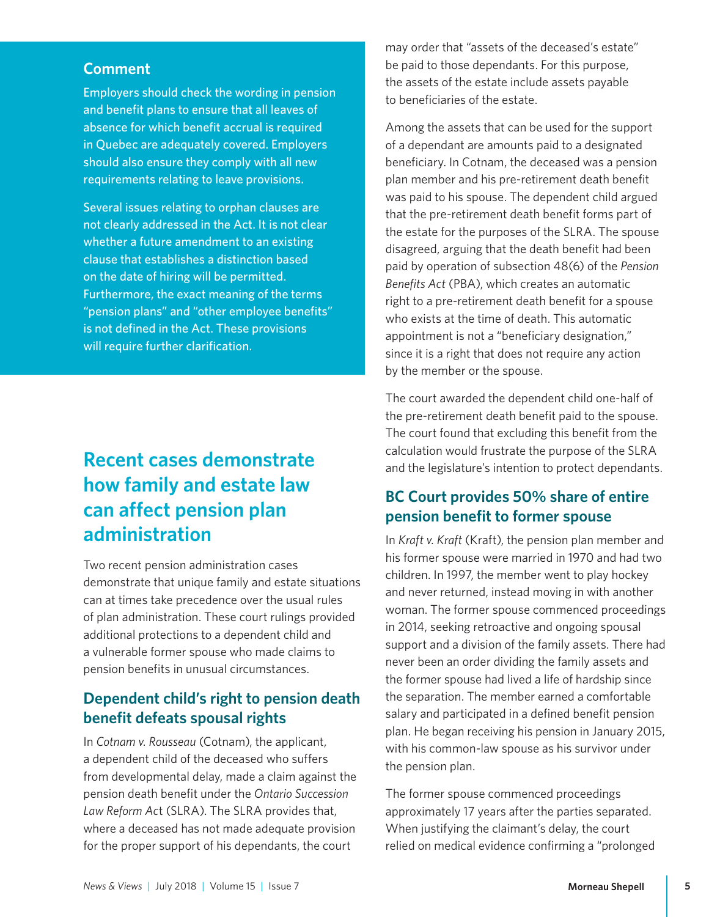### Comment

Employers should check the wording in pension and benefit plans to ensure that all leaves of absence for which benefit accrual is required in Quebec are adequately covered. Employers should also ensure they comply with all new requirements relating to leave provisions.

Several issues relating to orphan clauses are not clearly addressed in the Act. It is not clear whether a future amendment to an existing clause that establishes a distinction based on the date of hiring will be permitted. Furthermore, the exact meaning of the terms "pension plans" and "other employee benefits" is not defined in the Act. These provisions will require further clarification.

## Recent cases demonstrate how family and estate law can affect pension plan administration

Two recent pension administration cases demonstrate that unique family and estate situations can at times take precedence over the usual rules of plan administration. These court rulings provided additional protections to a dependent child and a vulnerable former spouse who made claims to pension benefits in unusual circumstances.

### Dependent child's right to pension death benefit defeats spousal rights

In *Cotnam v. Rousseau* (Cotnam), the applicant, a dependent child of the deceased who suffers from developmental delay, made a claim against the pension death benefit under the *Ontario Succession Law Reform Act* (SLRA). The SLRA provides that, where a deceased has not made adequate provision for the proper support of his dependants, the court may order that "assets of the deceased's estate" be paid to those dependants. For this purpose, the assets of the estate include assets payable to beneficiaries of the estate.

Among the assets that can be used for the support of a dependant are amounts paid to a designated beneficiary. In Cotnam, the deceased was a pension plan member and his pre-retirement death benefit was paid to his spouse. The dependent child argued that the pre-retirement death benefit forms part of the estate for the purposes of the SLRA. The spouse disagreed, arguing that the death benefit had been paid by operation of subsection 48(6) of the *Pension Benefits Act* (PBA), which creates an automatic right to a pre-retirement death benefit for a spouse who exists at the time of death. This automatic appointment is not a "beneficiary designation," since it is a right that does not require any action by the member or the spouse.

The court awarded the dependent child one-half of the pre-retirement death benefit paid to the spouse. The court found that excluding this benefit from the calculation would frustrate the purpose of the SLRA and the legislature's intention to protect dependants.

### BC Court provides 50% share of entire pension benefit to former spouse

In *Kraft v. Kraft* (Kraft), the pension plan member and his former spouse were married in 1970 and had two children. In 1997, the member went to play hockey and never returned, instead moving in with another woman. The former spouse commenced proceedings in 2014, seeking retroactive and ongoing spousal support and a division of the family assets. There had never been an order dividing the family assets and the former spouse had lived a life of hardship since the separation. The member earned a comfortable salary and participated in a defined benefit pension plan. He began receiving his pension in January 2015, with his common-law spouse as his survivor under the pension plan.

The former spouse commenced proceedings approximately 17 years after the parties separated. When justifying the claimant's delay, the court relied on medical evidence confirming a "prolonged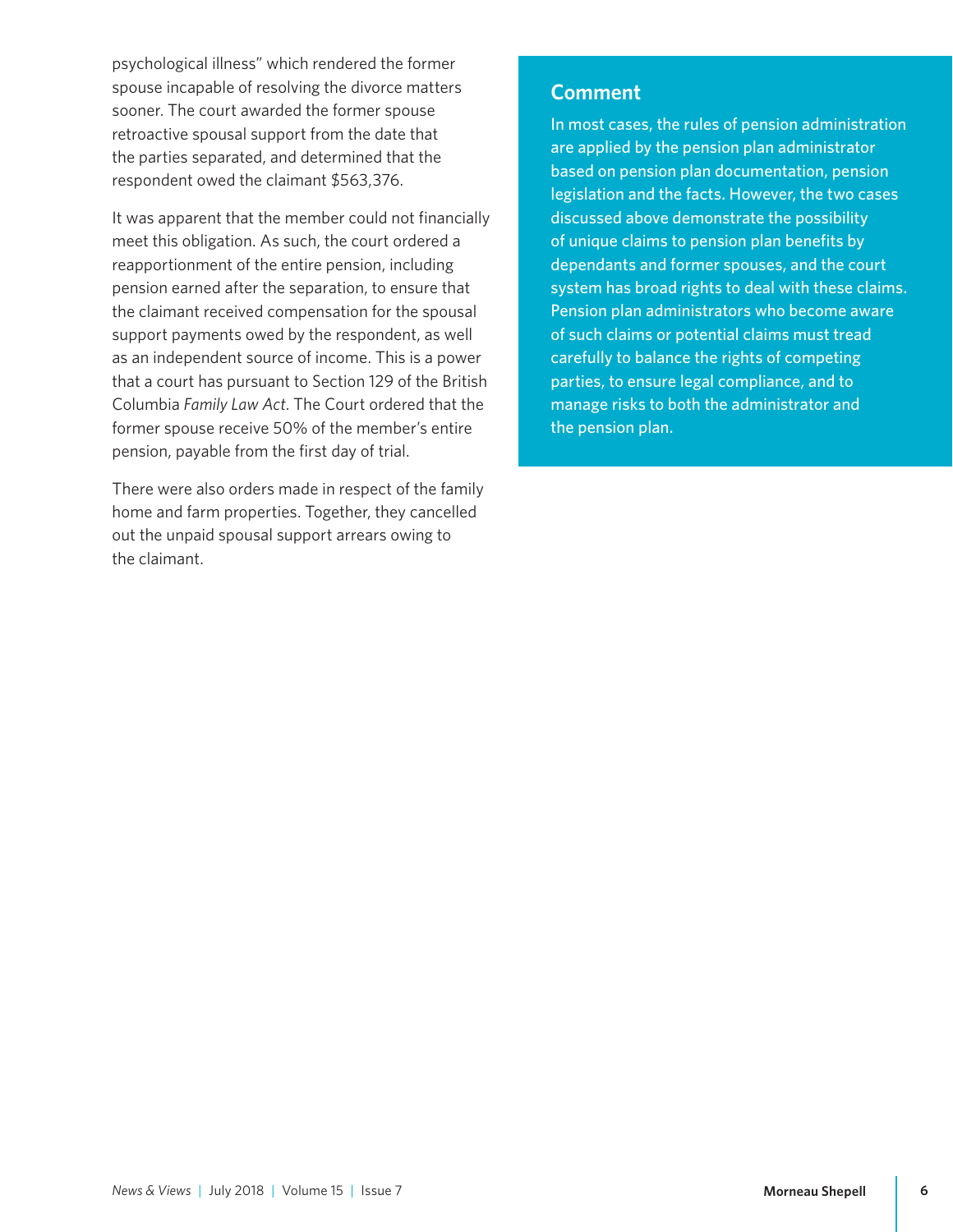psychological illness" which rendered the former spouse incapable of resolving the divorce matters sooner. The court awarded the former spouse retroactive spousal support from the date that the parties separated, and determined that the respondent owed the claimant $563,376.

It was apparent that the member could not financially meet this obligation. As such, the court ordered a reapportionment of the entire pension, including pension earned after the separation, to ensure that the claimant received compensation for the spousal support payments owed by the respondent, as well as an independent source of income. This is a power that a court has pursuant to Section 129 of the British Columbia *Family Law Act*. The Court ordered that the former spouse receive 50% of the member's entire pension, payable from the first day of trial.

There were also orders made in respect of the family home and farm properties. Together, they cancelled out the unpaid spousal support arrears owing to the claimant.

## Comment

In most cases, the rules of pension administration are applied by the pension plan administrator based on pension plan documentation, pension legislation and the facts. However, the two cases discussed above demonstrate the possibility of unique claims to pension plan benefits by dependants and former spouses, and the court system has broad rights to deal with these claims. Pension plan administrators who become aware of such claims or potential claims must tread carefully to balance the rights of competing parties, to ensure legal compliance, and to manage risks to both the administrator and the pension plan.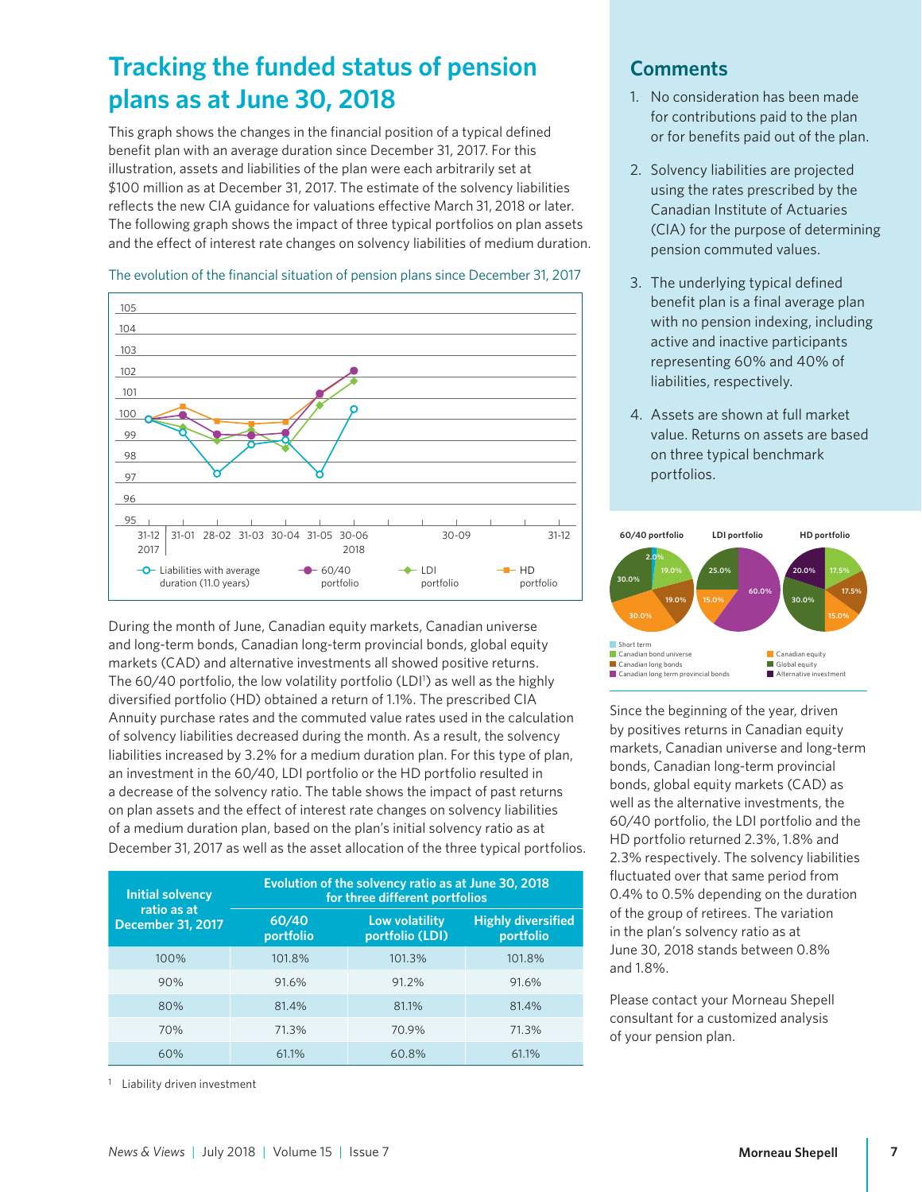# Tracking the funded status of pension plans as at June 30, 2018

This graph shows the changes in the financial position of a typical defined benefit plan with an average duration since December 31, 2017. For this illustration, assets and liabilities of the plan were each arbitrarily set at $100 million as at December 31, 2017. The estimate of the solvency liabilities reflects the new CIA guidance for valuations effective March 31, 2018 or later. The following graph shows the impact of three typical portfolios on plan assets and the effect of interest rate changes on solvency liabilities of medium duration.

The evolution of the financial situation of pension plans since December 31, 2017

During the month of June, Canadian equity markets, Canadian universe and long-term bonds, Canadian long-term provincial bonds, global equity markets (CAD) and alternative investments all showed positive returns. The 60/40 portfolio, the low volatility portfolio (LDI[1]) as well as the highly diversified portfolio (HD) obtained a return of 1.1%. The prescribed CIA Annuity purchase rates and the commuted value rates used in the calculation of solvency liabilities decreased during the month. As a result, the solvency liabilities increased by 3.2% for a medium duration plan. For this type of plan, an investment in the 60/40, LDI portfolio or the HD portfolio resulted in a decrease of the solvency ratio. The table shows the impact of past returns on plan assets and the effect of interest rate changes on solvency liabilities of a medium duration plan, based on the plan's initial solvency ratio as at December 31, 2017 as well as the asset allocation of the three typical portfolios.

| Initial solvency ratio as at December 31, 2017 | Evolution of the solvency ratio as at June 30, 2018 for three different portfolios | | |
|---|---|---|---|
| | 60/40 portfolio | Low volatility portfolio (LDI) | Highly diversified portfolio |
| 100% | 101.8% | 101.3% | 101.8% |
| 90% | 91.6% | 91.2% | 91.6% |
| 80% | 81.4% | 81.1% | 81.4% |
| 70% | 71.3% | 70.9% | 71.3% |
| 60% | 61.1% | 60.8% | 61.1% |

[1] Liability driven investment

## Comments

1. No consideration has been made for contributions paid to the plan or for benefits paid out of the plan.
2. Solvency liabilities are projected using the rates prescribed by the Canadian Institute of Actuaries (CIA) for the purpose of determining pension commuted values.
3. The underlying typical defined benefit plan is a final average plan with no pension indexing, including active and inactive participants representing 60% and 40% of liabilities, respectively.
4. Assets are shown at full market value. Returns on assets are based on three typical benchmark portfolios.

Since the beginning of the year, driven by positives returns in Canadian equity markets, Canadian universe and long-term bonds, Canadian long-term provincial bonds, global equity markets (CAD) as well as the alternative investments, the 60/40 portfolio, the LDI portfolio and the HD portfolio returned 2.3%, 1.8% and 2.3% respectively. The solvency liabilities fluctuated over that same period from 0.4% to 0.5% depending on the duration of the group of retirees. The variation in the plan's solvency ratio as at June 30, 2018 stands between 0.8% and 1.8%.

Please contact your Morneau Shepell consultant for a customized analysis of your pension plan.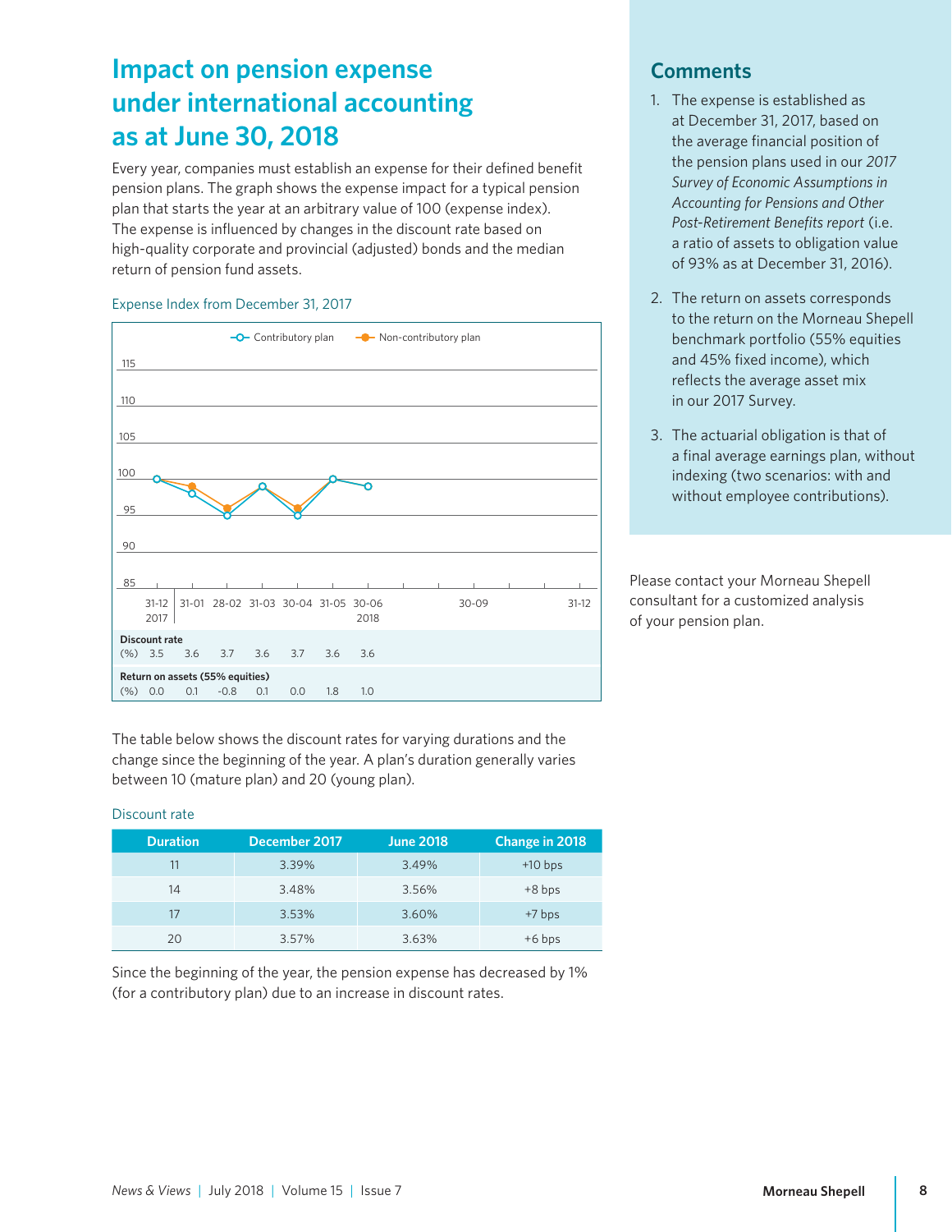# Impact on pension expense under international accounting as at June 30, 2018

Every year, companies must establish an expense for their defined benefit pension plans. The graph shows the expense impact for a typical pension plan that starts the year at an arbitrary value of 100 (expense index). The expense is influenced by changes in the discount rate based on high-quality corporate and provincial (adjusted) bonds and the median return of pension fund assets.

Expense Index from December 31, 2017

| | 31-12 2017 | 31-01 | 28-02 | 31-03 | 30-04 | 31-05 | 30-06 2018 |
|---|---|---|---|---|---|---|---|
| Discount rate (%) | 3.5 | 3.6 | 3.7 | 3.6 | 3.7 | 3.6 | 3.6 |
| Return on assets (55% equities) (%) | 0.0 | 0.1 | -0.8 | 0.1 | 0.0 | 1.8 | 1.0 |

The table below shows the discount rates for varying durations and the change since the beginning of the year. A plan's duration generally varies between 10 (mature plan) and 20 (young plan).

Discount rate

| Duration | December 2017 | June 2018 | Change in 2018 |
|---|---|---|---|
| 11 | 3.39% | 3.49% | +10 bps |
| 14 | 3.48% | 3.56% | +8 bps |
| 17 | 3.53% | 3.60% | +7 bps |
| 20 | 3.57% | 3.63% | +6 bps |

Since the beginning of the year, the pension expense has decreased by 1% (for a contributory plan) due to an increase in discount rates.

## Comments

1. The expense is established as at December 31, 2017, based on the average financial position of the pension plans used in our *2017 Survey of Economic Assumptions in Accounting for Pensions and Other Post-Retirement Benefits report* (i.e. a ratio of assets to obligation value of 93% as at December 31, 2016).
2. The return on assets corresponds to the return on the Morneau Shepell benchmark portfolio (55% equities and 45% fixed income), which reflects the average asset mix in our 2017 Survey.
3. The actuarial obligation is that of a final average earnings plan, without indexing (two scenarios: with and without employee contributions).

Please contact your Morneau Shepell consultant for a customized analysis of your pension plan.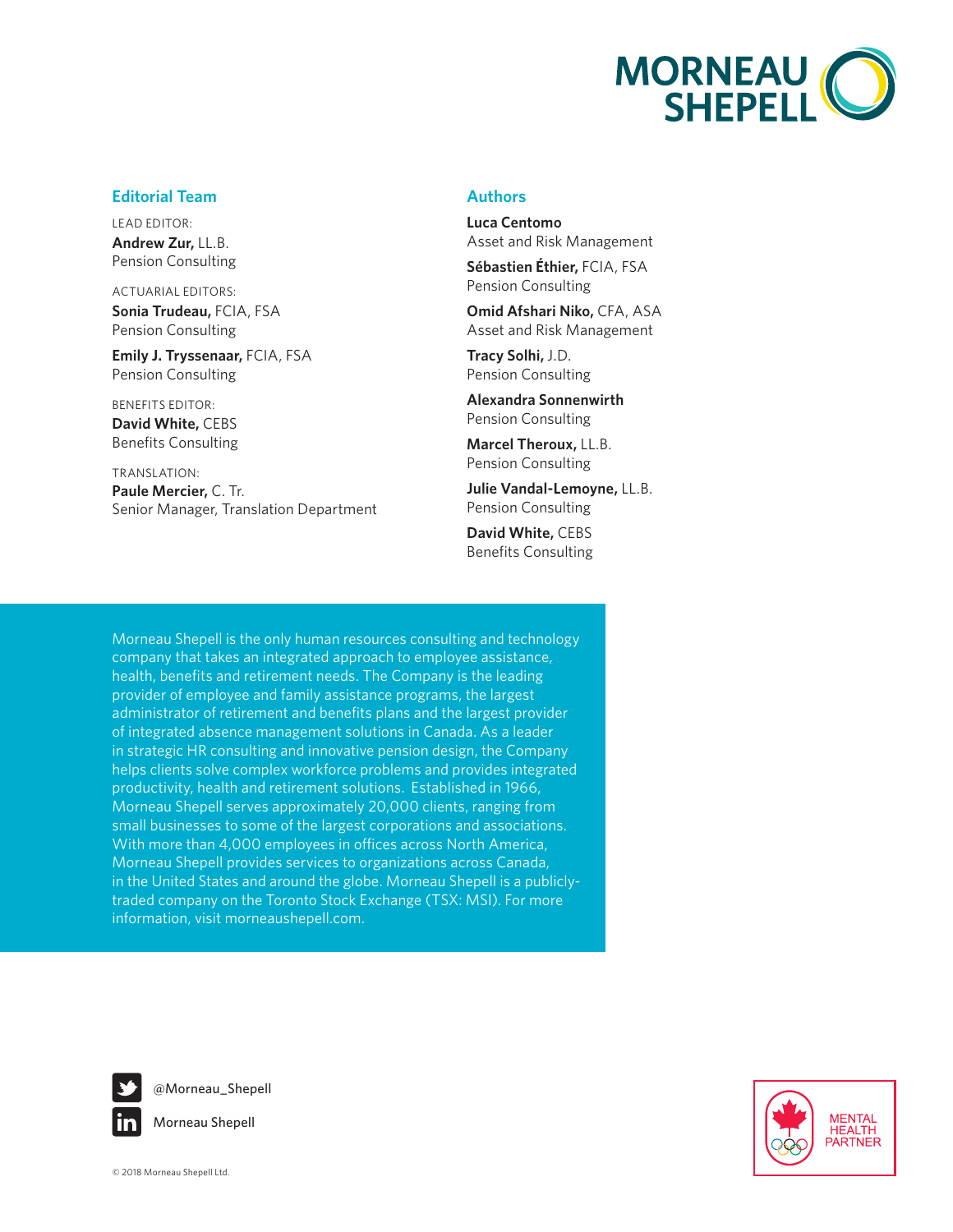## Editorial Team

LEAD EDITOR:
**Andrew Zur,** LL.B.
Pension Consulting

ACTUARIAL EDITORS:
**Sonia Trudeau,** FCIA, FSA
Pension Consulting

**Emily J. Tryssenaar,** FCIA, FSA
Pension Consulting

BENEFITS EDITOR:
**David White,** CEBS
Benefits Consulting

TRANSLATION:
**Paule Mercier,** C. Tr.
Senior Manager, Translation Department

## Authors

**Luca Centomo**
Asset and Risk Management

**Sébastien Éthier,** FCIA, FSA
Pension Consulting

**Omid Afshari Niko,** CFA, ASA
Asset and Risk Management

**Tracy Solhi,** J.D.
Pension Consulting

**Alexandra Sonnenwirth**
Pension Consulting

**Marcel Theroux,** LL.B.
Pension Consulting

**Julie Vandal-Lemoyne,** LL.B.
Pension Consulting

**David White,** CEBS
Benefits Consulting

Morneau Shepell is the only human resources consulting and technology company that takes an integrated approach to employee assistance, health, benefits and retirement needs. The Company is the leading provider of employee and family assistance programs, the largest administrator of retirement and benefits plans and the largest provider of integrated absence management solutions in Canada. As a leader in strategic HR consulting and innovative pension design, the Company helps clients solve complex workforce problems and provides integrated productivity, health and retirement solutions. Established in 1966, Morneau Shepell serves approximately 20,000 clients, ranging from small businesses to some of the largest corporations and associations. With more than 4,000 employees in offices across North America, Morneau Shepell provides services to organizations across Canada, in the United States and around the globe. Morneau Shepell is a publicly-traded company on the Toronto Stock Exchange (TSX: MSI). For more information, visit morneaushepell.com.

@Morneau_Shepell

Morneau Shepell

MENTAL HEALTH PARTNER

© 2018 Morneau Shepell Ltd.